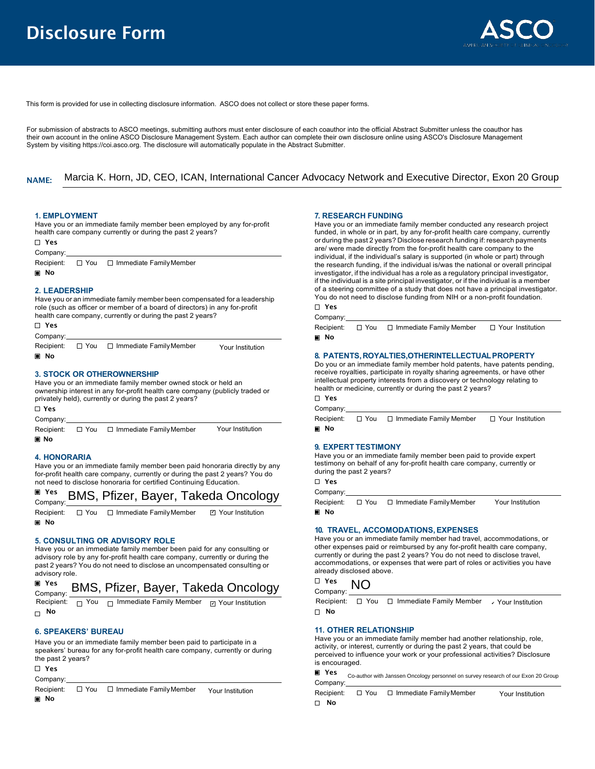# Disclosure Form

ASCO

This form is provided for use in collecting disclosure information. ASCO does not collect or store these paper forms.

For submission of abstracts to ASCO meetings, submitting authors must enter disclosure of each coauthor into the official Abstract Submitter unless the coauthor has their own account in the online ASCO Disclosure Management System. Each author can complete their own disclosure online using ASCO's Disclosure Management System by visiting https://coi.asco.org. The disclosure will automatically populate in the Abstract Submitter.

**NAME:** Marcia K. Horn, JD, CEO, ICAN, International Cancer Advocacy Network and Executive Director, Exon 20 Group

### 1. EMPLOYMENT

Have you or an immediate family member been employed by any for-profit health care company currently or during the past 2 years?

☐ Yes

Company:

Recipient: ☐ You ☐ Immediate Family Member

▣ No

### 2. LEADERSHIP

Have you or an immediate family member been compensated for a leadership role (such as officer or member of a board of directors) in any for-profit health care company, currently or during the past 2 years?

☐ Yes

Company:

Recipient: ☐ You ☐ Immediate Family Member Your Institution

▣ No

### 3. STOCK OR OTHEROWNERSHIP

Have you or an immediate family member owned stock or held an ownership interest in any for-profit health care company (publicly traded or privately held), currently or during the past 2 years?

☐ Yes

Company:

Recipient: ☐ You ☐ Immediate Family Member Your Institution

▣ No

### 4. HONORARIA

Have you or an immediate family member been paid honoraria directly by any for-profit health care company, currently or during the past 2 years? You do not need to disclose honoraria for certified Continuing Education.

▣ Yes

Company: BMS, Pfizer, Bayer, Takeda Oncology

Recipient: ☐ You ☐ Immediate Family Member ☑ Your Institution

▣ No

### 5. CONSULTING OR ADVISORY ROLE

Have you or an immediate family member been paid for any consulting or advisory role by any for-profit health care company, currently or during the past 2 years? You do not need to disclose an uncompensated consulting or advisory role.

▣ Yes

Company: BMS, Pfizer, Bayer, Takeda Oncology

Recipient: ☐ You ☐ Immediate Family Member ☑ Your Institution

☐ No

### 6. SPEAKERS' BUREAU

Have you or an immediate family member been paid to participate in a speakers' bureau for any for-profit health care company, currently or during the past 2 years?

☐ Yes

Company:

Recipient: ☐ You ☐ Immediate Family Member Your Institution

▣ No

### 7. RESEARCH FUNDING

Have you or an immediate family member conducted any research project funded, in whole or in part, by any for-profit health care company, currently or during the past 2 years? Disclose research funding if: research payments are/ were made directly from the for-profit health care company to the individual, if the individual's salary is supported (in whole or part) through the research funding, if the individual is/was the national or overall principal investigator, if the individual has a role as a regulatory principal investigator, if the individual is a site principal investigator, or if the individual is a member of a steering committee of a study that does not have a principal investigator. You do not need to disclose funding from NIH or a non-profit foundation.

☐ Yes

Company:

Recipient: ☐ You ☐ Immediate Family Member ☐ Your Institution

▣ No

### 8. PATENTS, ROYALTIES, OTHER INTELLECTUAL PROPERTY

Do you or an immediate family member hold patents, have patents pending, receive royalties, participate in royalty sharing agreements, or have other intellectual property interests from a discovery or technology relating to health or medicine, currently or during the past 2 years?

☐ Yes

Company:

Recipient: ☐ You ☐ Immediate Family Member ☐ Your Institution

▣ No

### 9. EXPERT TESTIMONY

Have you or an immediate family member been paid to provide expert testimony on behalf of any for-profit health care company, currently or during the past 2 years?

☐ Yes

Company:

Recipient: ☐ You ☐ Immediate Family Member Your Institution

▣ No

### 10. TRAVEL, ACCOMODATIONS, EXPENSES

Have you or an immediate family member had travel, accommodations, or other expenses paid or reimbursed by any for-profit health care company, currently or during the past 2 years? You do not need to disclose travel, accommodations, or expenses that were part of roles or activities you have already disclosed above.

☐ Yes

Company: NO

Recipient: ☐ You ☐ Immediate Family Member ✓ Your Institution

☐ No

### 11. OTHER RELATIONSHIP

Have you or an immediate family member had another relationship, role, activity, or interest, currently or during the past 2 years, that could be perceived to influence your work or your professional activities? Disclosure is encouraged.

▣ Yes

Company: Co-author with Janssen Oncology personnel on survey research of our Exon 20 Group

Recipient: ☐ You ☐ Immediate Family Member Your Institution

☐ No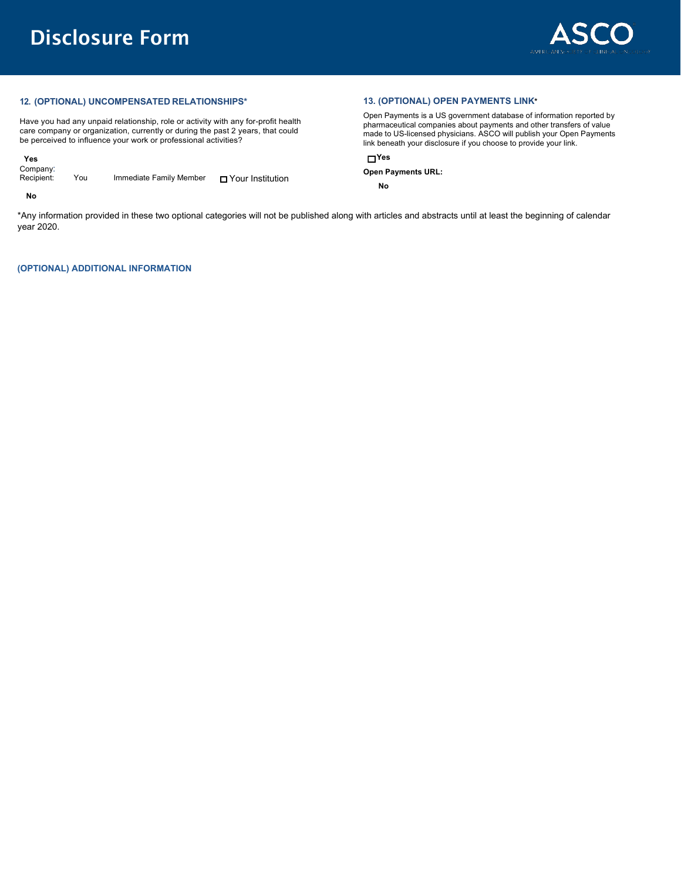# Disclosure Form

### 12. (OPTIONAL) UNCOMPENSATED RELATIONSHIPS*

Have you had any unpaid relationship, role or activity with any for-profit health care company or organization, currently or during the past 2 years, that could be perceived to influence your work or professional activities?

**Yes**

Company:

Recipient: You Immediate Family Member ☐ Your Institution

**No**

### 13. (OPTIONAL) OPEN PAYMENTS LINK*

Open Payments is a US government database of information reported by pharmaceutical companies about payments and other transfers of value made to US-licensed physicians. ASCO will publish your Open Payments link beneath your disclosure if you choose to provide your link.

☐ **Yes**

**Open Payments URL:**

**No**

*Any information provided in these two optional categories will not be published along with articles and abstracts until at least the beginning of calendar year 2020.

### (OPTIONAL) ADDITIONAL INFORMATION